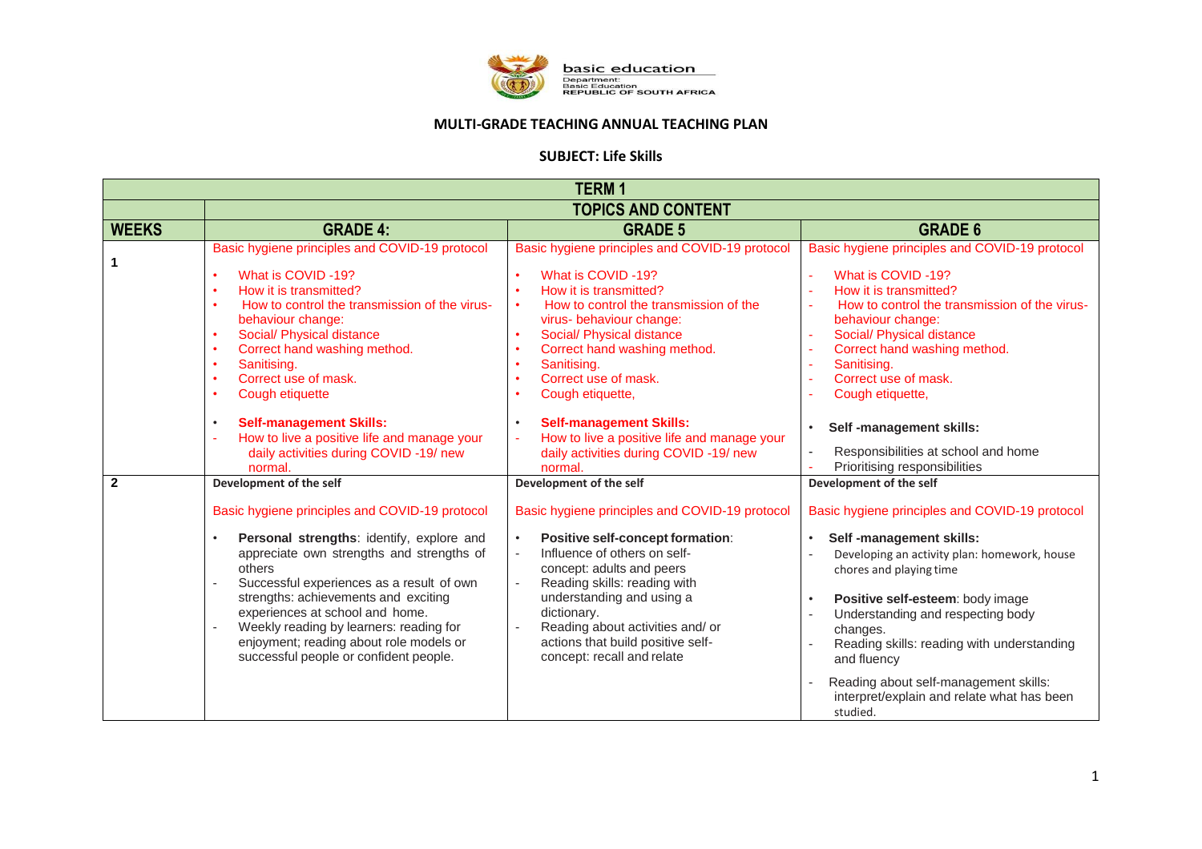basic education

Department:
Basic Education
REPUBLIC OF SOUTH AFRICA

## MULTI-GRADE TEACHING ANNUAL TEACHING PLAN

### SUBJECT: Life Skills

| TERM 1 | | | |
|---|---|---|---|
| | TOPICS AND CONTENT | | |
| **WEEKS** | **GRADE 4:** | **GRADE 5** | **GRADE 6** |
| 1 | Basic hygiene principles and COVID-19 protocol<br>• What is COVID -19?<br>• How it is transmitted?<br>• How to control the transmission of the virus- behaviour change:<br>• Social/ Physical distance<br>• Correct hand washing method.<br>• Sanitising.<br>• Correct use of mask.<br>• Cough etiquette<br>• **Self-management Skills:**<br>- How to live a positive life and manage your daily activities during COVID -19/ new normal. | Basic hygiene principles and COVID-19 protocol<br>• What is COVID -19?<br>• How it is transmitted?<br>• How to control the transmission of the virus- behaviour change:<br>• Social/ Physical distance<br>• Correct hand washing method.<br>• Sanitising.<br>• Correct use of mask.<br>• Cough etiquette,<br>• **Self-management Skills:**<br>- How to live a positive life and manage your daily activities during COVID -19/ new normal. | Basic hygiene principles and COVID-19 protocol<br>- What is COVID -19?<br>- How it is transmitted?<br>- How to control the transmission of the virus- behaviour change:<br>- Social/ Physical distance<br>- Correct hand washing method.<br>- Sanitising.<br>- Correct use of mask.<br>- Cough etiquette,<br>• **Self -management skills:**<br>- Responsibilities at school and home<br>- Prioritising responsibilities |
| 2 | **Development of the self**<br>Basic hygiene principles and COVID-19 protocol<br>• **Personal strengths**: identify, explore and appreciate own strengths and strengths of others<br>- Successful experiences as a result of own strengths: achievements and exciting experiences at school and home.<br>- Weekly reading by learners: reading for enjoyment; reading about role models or successful people or confident people. | **Development of the self**<br>Basic hygiene principles and COVID-19 protocol<br>• **Positive self-concept formation**:<br>- Influence of others on self-concept: adults and peers<br>- Reading skills: reading with understanding and using a dictionary.<br>- Reading about activities and/ or actions that build positive self-concept: recall and relate | **Development of the self**<br>Basic hygiene principles and COVID-19 protocol<br>• **Self -management skills:**<br>- Developing an activity plan: homework, house chores and playing time<br>• **Positive self-esteem**: body image<br>- Understanding and respecting body changes.<br>- Reading skills: reading with understanding and fluency<br>- Reading about self-management skills: interpret/explain and relate what has been studied. |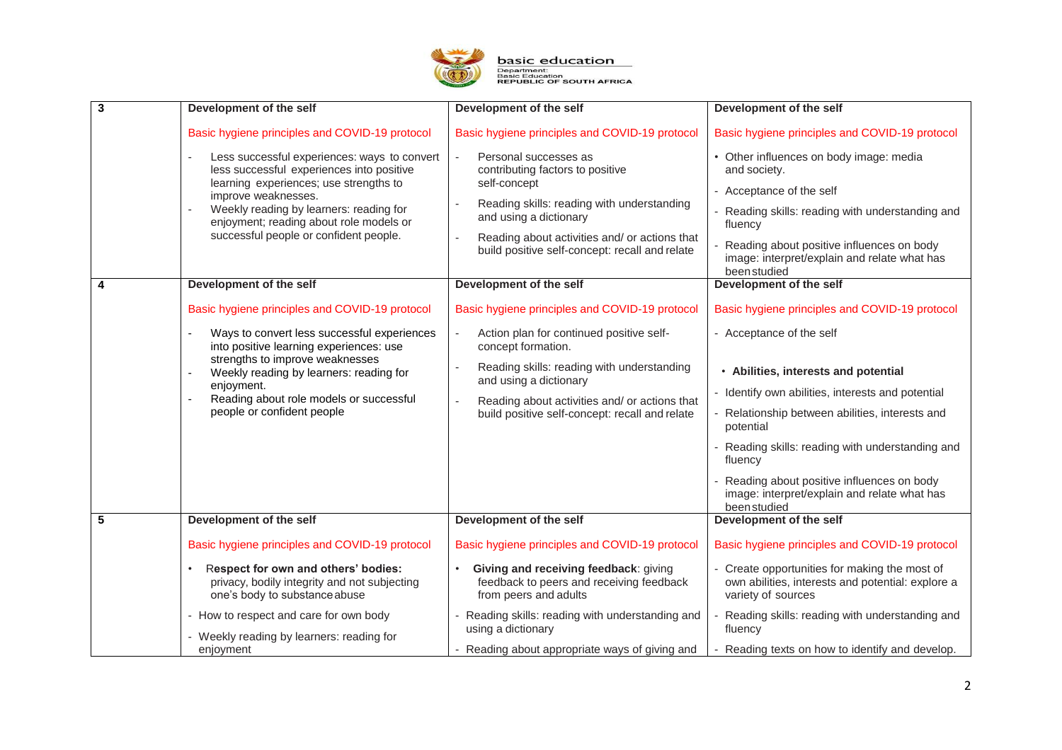| 3 | Development of the self<br><br>Basic hygiene principles and COVID-19 protocol<br><br>- Less successful experiences: ways to convert less successful experiences into positive learning experiences; use strengths to improve weaknesses.<br>- Weekly reading by learners: reading for enjoyment; reading about role models or successful people or confident people. | Development of the self<br><br>Basic hygiene principles and COVID-19 protocol<br><br>- Personal successes as contributing factors to positive self-concept<br>- Reading skills: reading with understanding and using a dictionary<br>- Reading about activities and/ or actions that build positive self-concept: recall and relate | Development of the self<br><br>Basic hygiene principles and COVID-19 protocol<br><br>• Other influences on body image: media and society.<br>- Acceptance of the self<br>- Reading skills: reading with understanding and fluency<br>- Reading about positive influences on body image: interpret/explain and relate what has been studied |
|---|---|---|---|
| 4 | Development of the self<br><br>Basic hygiene principles and COVID-19 protocol<br><br>- Ways to convert less successful experiences into positive learning experiences: use strengths to improve weaknesses<br>- Weekly reading by learners: reading for enjoyment.<br>- Reading about role models or successful people or confident people | Development of the self<br><br>Basic hygiene principles and COVID-19 protocol<br><br>- Action plan for continued positive self-concept formation.<br>- Reading skills: reading with understanding and using a dictionary<br>- Reading about activities and/ or actions that build positive self-concept: recall and relate | Development of the self<br><br>Basic hygiene principles and COVID-19 protocol<br><br>- Acceptance of the self<br><br>• **Abilities, interests and potential**<br>- Identify own abilities, interests and potential<br>- Relationship between abilities, interests and potential<br>- Reading skills: reading with understanding and fluency<br>- Reading about positive influences on body image: interpret/explain and relate what has been studied |
| 5 | Development of the self<br><br>Basic hygiene principles and COVID-19 protocol<br><br>• **Respect for own and others' bodies:** privacy, bodily integrity and not subjecting one's body to substance abuse<br>- How to respect and care for own body<br>- Weekly reading by learners: reading for enjoyment | Development of the self<br><br>Basic hygiene principles and COVID-19 protocol<br><br>• **Giving and receiving feedback**: giving feedback to peers and receiving feedback from peers and adults<br>- Reading skills: reading with understanding and using a dictionary<br>- Reading about appropriate ways of giving and | Development of the self<br><br>Basic hygiene principles and COVID-19 protocol<br><br>- Create opportunities for making the most of own abilities, interests and potential: explore a variety of sources<br>- Reading skills: reading with understanding and fluency<br>- Reading texts on how to identify and develop. |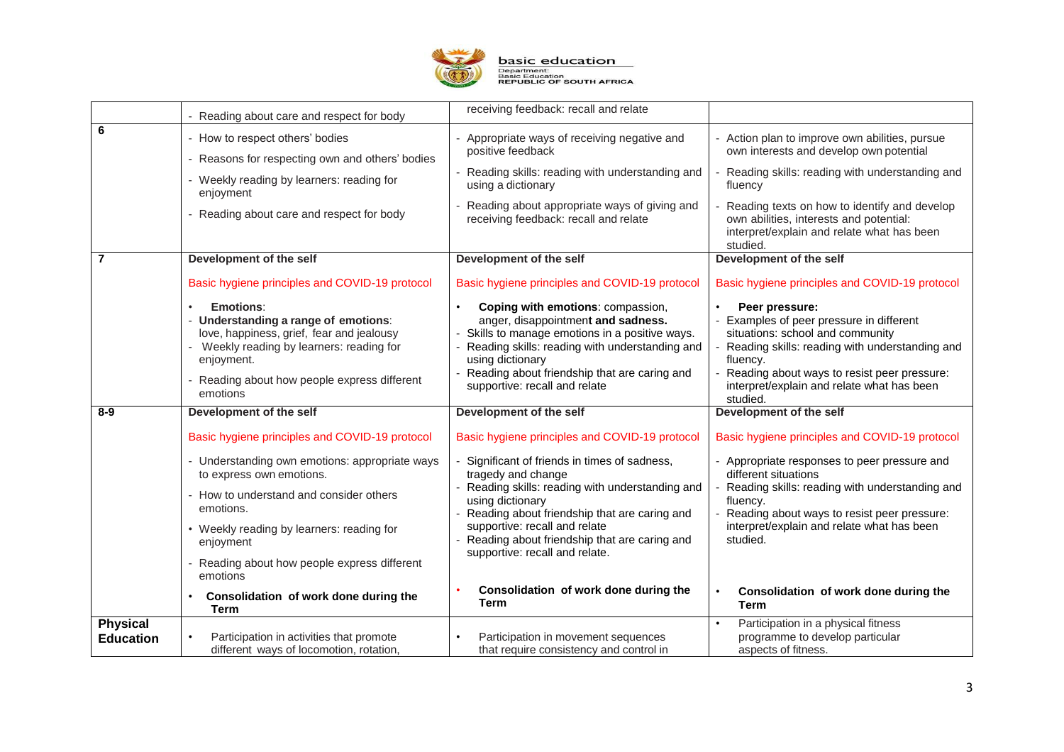|  |  |  |  |
|---|---|---|---|
|  | - Reading about care and respect for body | receiving feedback: recall and relate |  |
| **6** | - How to respect others' bodies<br>- Reasons for respecting own and others' bodies<br>- Weekly reading by learners: reading for enjoyment<br>- Reading about care and respect for body | - Appropriate ways of receiving negative and positive feedback<br>- Reading skills: reading with understanding and using a dictionary<br>- Reading about appropriate ways of giving and receiving feedback: recall and relate | - Action plan to improve own abilities, pursue own interests and develop own potential<br>- Reading skills: reading with understanding and fluency<br>- Reading texts on how to identify and develop own abilities, interests and potential: interpret/explain and relate what has been studied. |
| **7** | **Development of the self**<br>Basic hygiene principles and COVID-19 protocol<br>• **Emotions**:<br>- **Understanding a range of emotions**: love, happiness, grief, fear and jealousy<br>- Weekly reading by learners: reading for enjoyment.<br>- Reading about how people express different emotions | **Development of the self**<br>Basic hygiene principles and COVID-19 protocol<br>• **Coping with emotions**: compassion, anger, disappointment **and sadness.**<br>- Skills to manage emotions in a positive ways.<br>- Reading skills: reading with understanding and using dictionary<br>- Reading about friendship that are caring and supportive: recall and relate | **Development of the self**<br>Basic hygiene principles and COVID-19 protocol<br>• **Peer pressure:**<br>- Examples of peer pressure in different situations: school and community<br>- Reading skills: reading with understanding and fluency.<br>- Reading about ways to resist peer pressure: interpret/explain and relate what has been studied. |
| **8-9** | **Development of the self**<br>Basic hygiene principles and COVID-19 protocol<br>- Understanding own emotions: appropriate ways to express own emotions.<br>- How to understand and consider others emotions.<br>• Weekly reading by learners: reading for enjoyment<br>- Reading about how people express different emotions<br>• **Consolidation of work done during the Term** | **Development of the self**<br>Basic hygiene principles and COVID-19 protocol<br>- Significant of friends in times of sadness, tragedy and change<br>- Reading skills: reading with understanding and using dictionary<br>- Reading about friendship that are caring and supportive: recall and relate<br>- Reading about friendship that are caring and supportive: recall and relate.<br>• **Consolidation of work done during the Term** | **Development of the self**<br>Basic hygiene principles and COVID-19 protocol<br>- Appropriate responses to peer pressure and different situations<br>- Reading skills: reading with understanding and fluency.<br>- Reading about ways to resist peer pressure: interpret/explain and relate what has been studied.<br>• **Consolidation of work done during the Term** |
| **Physical Education** | • Participation in activities that promote different ways of locomotion, rotation, | • Participation in movement sequences that require consistency and control in | • Participation in a physical fitness programme to develop particular aspects of fitness. |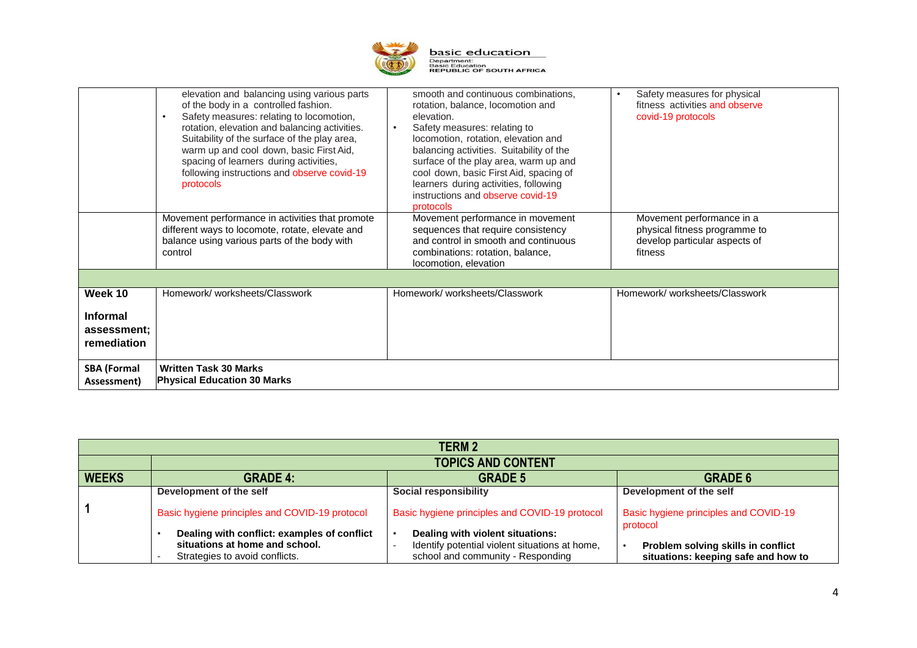| | | | |
|---|---|---|---|
| | elevation and balancing using various parts of the body in a controlled fashion.<br>• Safety measures: relating to locomotion, rotation, elevation and balancing activities. Suitability of the surface of the play area, warm up and cool down, basic First Aid, spacing of learners during activities, following instructions and observe covid-19 protocols | smooth and continuous combinations, rotation, balance, locomotion and elevation.<br>• Safety measures: relating to locomotion, rotation, elevation and balancing activities. Suitability of the surface of the play area, warm up and cool down, basic First Aid, spacing of learners during activities, following instructions and observe covid-19 protocols | • Safety measures for physical fitness activities and observe covid-19 protocols |
| | Movement performance in activities that promote different ways to locomote, rotate, elevate and balance using various parts of the body with control | Movement performance in movement sequences that require consistency and control in smooth and continuous combinations: rotation, balance, locomotion, elevation | Movement performance in a physical fitness programme to develop particular aspects of fitness |
| | | | |
| **Week 10**<br><br>**Informal assessment; remediation** | Homework/ worksheets/Classwork | Homework/ worksheets/Classwork | Homework/ worksheets/Classwork |
| **SBA (Formal Assessment)** | **Written Task 30 Marks**<br>**Physical Education 30 Marks** | | |

| **TERM 2** | | | |
|---|---|---|---|
| | **TOPICS AND CONTENT** | | |
| **WEEKS** | **GRADE 4:** | **GRADE 5** | **GRADE 6** |
| **1** | **Development of the self**<br><br>Basic hygiene principles and COVID-19 protocol<br><br>• **Dealing with conflict: examples of conflict situations at home and school.**<br>- Strategies to avoid conflicts. | **Social responsibility**<br><br>Basic hygiene principles and COVID-19 protocol<br><br>• **Dealing with violent situations:**<br>- Identify potential violent situations at home, school and community - Responding | **Development of the self**<br><br>Basic hygiene principles and COVID-19 protocol<br><br>• **Problem solving skills in conflict situations: keeping safe and how to** |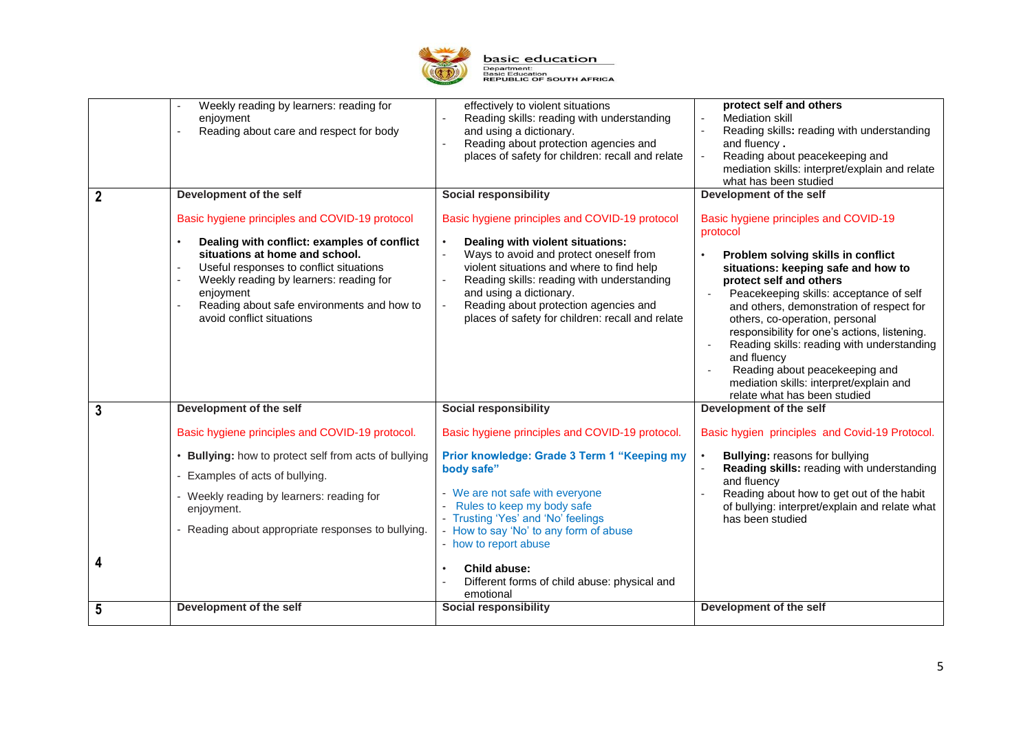| | | | |
|---|---|---|---|
| | - Weekly reading by learners: reading for enjoyment<br>- Reading about care and respect for body | effectively to violent situations<br>- Reading skills: reading with understanding and using a dictionary.<br>- Reading about protection agencies and places of safety for children: recall and relate | **protect self and others**<br>- Mediation skill<br>- Reading skills**:** reading with understanding and fluency **.**<br>- Reading about peacekeeping and mediation skills: interpret/explain and relate what has been studied |
| **2** | **Development of the self**<br><br>Basic hygiene principles and COVID-19 protocol<br><br>• **Dealing with conflict: examples of conflict situations at home and school.**<br>- Useful responses to conflict situations<br>- Weekly reading by learners: reading for enjoyment<br>- Reading about safe environments and how to avoid conflict situations | **Social responsibility**<br><br>Basic hygiene principles and COVID-19 protocol<br><br>• **Dealing with violent situations:**<br>- Ways to avoid and protect oneself from violent situations and where to find help<br>- Reading skills: reading with understanding and using a dictionary.<br>- Reading about protection agencies and places of safety for children: recall and relate | **Development of the self**<br><br>Basic hygiene principles and COVID-19 protocol<br><br>• **Problem solving skills in conflict situations: keeping safe and how to protect self and others**<br>- Peacekeeping skills: acceptance of self and others, demonstration of respect for others, co-operation, personal responsibility for one's actions, listening.<br>- Reading skills: reading with understanding and fluency<br>- Reading about peacekeeping and mediation skills: interpret/explain and relate what has been studied |
| **3**<br><br><br><br><br><br><br><br>**4** | **Development of the self**<br><br>Basic hygiene principles and COVID-19 protocol.<br><br>• **Bullying:** how to protect self from acts of bullying<br>- Examples of acts of bullying.<br>- Weekly reading by learners: reading for enjoyment.<br>- Reading about appropriate responses to bullying. | **Social responsibility**<br><br>Basic hygiene principles and COVID-19 protocol.<br><br>**Prior knowledge: Grade 3 Term 1 "Keeping my body safe"**<br>- We are not safe with everyone<br>- Rules to keep my body safe<br>- Trusting 'Yes' and 'No' feelings<br>- How to say 'No' to any form of abuse<br>- how to report abuse<br><br>• **Child abuse:**<br>- Different forms of child abuse: physical and emotional | **Development of the self**<br><br>Basic hygien principles and Covid-19 Protocol.<br><br>• **Bullying:** reasons for bullying<br>- **Reading skills:** reading with understanding and fluency<br>- Reading about how to get out of the habit of bullying: interpret/explain and relate what has been studied |
| **5** | **Development of the self** | **Social responsibility** | **Development of the self** |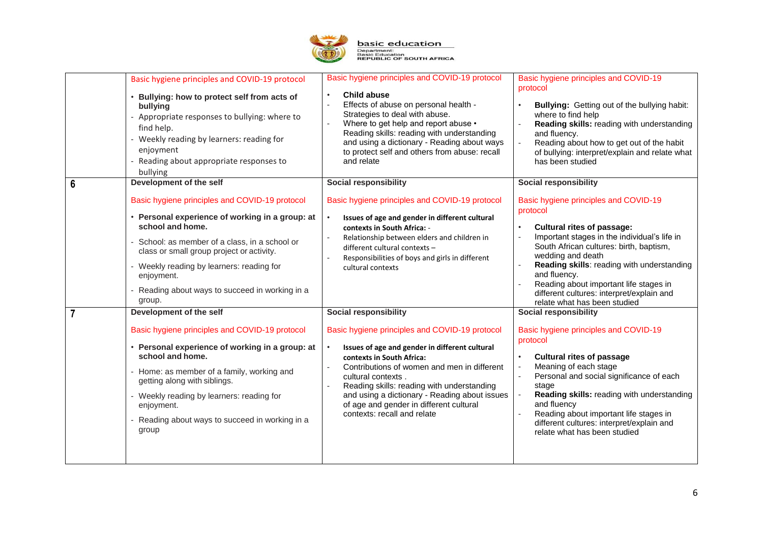| | | | |
|---|---|---|---|
| | Basic hygiene principles and COVID-19 protocol<br>• **Bullying: how to protect self from acts of bullying**<br>- Appropriate responses to bullying: where to find help.<br>- Weekly reading by learners: reading for enjoyment<br>- Reading about appropriate responses to bullying | Basic hygiene principles and COVID-19 protocol<br>• **Child abuse**<br>- Effects of abuse on personal health - Strategies to deal with abuse.<br>- Where to get help and report abuse • Reading skills: reading with understanding and using a dictionary - Reading about ways to protect self and others from abuse: recall and relate | Basic hygiene principles and COVID-19 protocol<br>• **Bullying:** Getting out of the bullying habit: where to find help<br>- **Reading skills:** reading with understanding and fluency.<br>- Reading about how to get out of the habit of bullying: interpret/explain and relate what has been studied |
| **6** | **Development of the self**<br>Basic hygiene principles and COVID-19 protocol<br>• **Personal experience of working in a group: at school and home.**<br>- School: as member of a class, in a school or class or small group project or activity.<br>- Weekly reading by learners: reading for enjoyment.<br>- Reading about ways to succeed in working in a group. | **Social responsibility**<br>Basic hygiene principles and COVID-19 protocol<br>• **Issues of age and gender in different cultural contexts in South Africa:** -<br>- Relationship between elders and children in different cultural contexts –<br>- Responsibilities of boys and girls in different cultural contexts | **Social responsibility**<br>Basic hygiene principles and COVID-19 protocol<br>• **Cultural rites of passage:**<br>- Important stages in the individual's life in South African cultures: birth, baptism, wedding and death<br>- **Reading skills**: reading with understanding and fluency.<br>- Reading about important life stages in different cultures: interpret/explain and relate what has been studied |
| **7** | **Development of the self**<br>Basic hygiene principles and COVID-19 protocol<br>• **Personal experience of working in a group: at school and home.**<br>- Home: as member of a family, working and getting along with siblings.<br>- Weekly reading by learners: reading for enjoyment.<br>- Reading about ways to succeed in working in a group | **Social responsibility**<br>Basic hygiene principles and COVID-19 protocol<br>• **Issues of age and gender in different cultural contexts in South Africa:**<br>- Contributions of women and men in different cultural contexts .<br>- Reading skills: reading with understanding and using a dictionary - Reading about issues of age and gender in different cultural contexts: recall and relate | **Social responsibility**<br>Basic hygiene principles and COVID-19 protocol<br>• **Cultural rites of passage**<br>- Meaning of each stage<br>- Personal and social significance of each stage<br>- **Reading skills:** reading with understanding and fluency<br>- Reading about important life stages in different cultures: interpret/explain and relate what has been studied |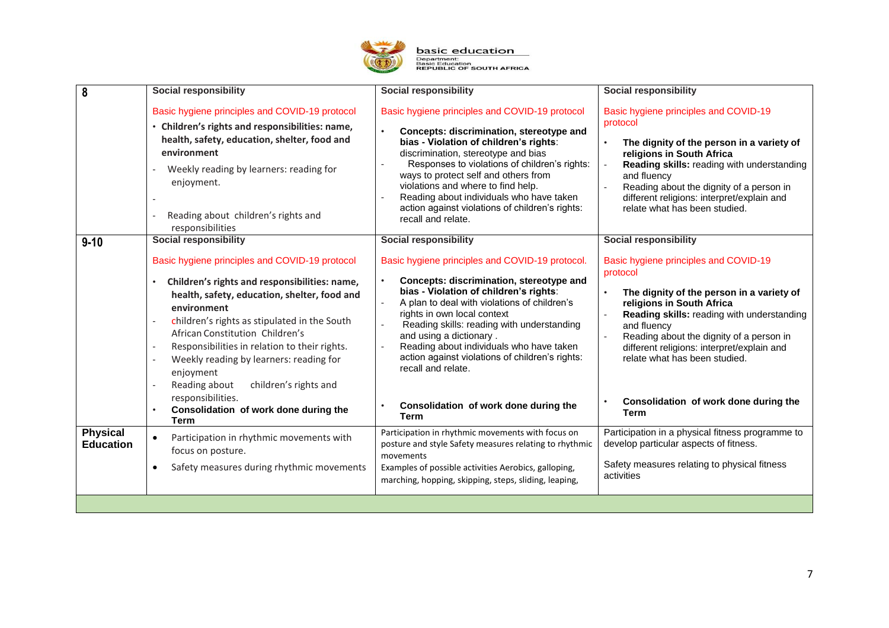| 8 | **Social responsibility**<br><br>Basic hygiene principles and COVID-19 protocol<br>• **Children's rights and responsibilities: name, health, safety, education, shelter, food and environment**<br>- Weekly reading by learners: reading for enjoyment.<br>-<br>- Reading about children's rights and responsibilities | **Social responsibility**<br><br>Basic hygiene principles and COVID-19 protocol<br>• **Concepts: discrimination, stereotype and bias - Violation of children's rights**: discrimination, stereotype and bias<br>- Responses to violations of children's rights: ways to protect self and others from violations and where to find help.<br>- Reading about individuals who have taken action against violations of children's rights: recall and relate. | **Social responsibility**<br><br>Basic hygiene principles and COVID-19 protocol<br>• **The dignity of the person in a variety of religions in South Africa**<br>- **Reading skills:** reading with understanding and fluency<br>- Reading about the dignity of a person in different religions: interpret/explain and relate what has been studied. |
|---|---|---|---|
| 9-10 | **Social responsibility**<br><br>Basic hygiene principles and COVID-19 protocol<br>• **Children's rights and responsibilities: name, health, safety, education, shelter, food and environment**<br>- children's rights as stipulated in the South African Constitution Children's<br>- Responsibilities in relation to their rights.<br>- Weekly reading by learners: reading for enjoyment<br>- Reading about children's rights and responsibilities.<br>• **Consolidation of work done during the Term** | **Social responsibility**<br><br>Basic hygiene principles and COVID-19 protocol.<br>• **Concepts: discrimination, stereotype and bias - Violation of children's rights**:<br>- A plan to deal with violations of children's rights in own local context<br>- Reading skills: reading with understanding and using a dictionary .<br>- Reading about individuals who have taken action against violations of children's rights: recall and relate.<br><br>• **Consolidation of work done during the Term** | **Social responsibility**<br><br>Basic hygiene principles and COVID-19 protocol<br>• **The dignity of the person in a variety of religions in South Africa**<br>- **Reading skills:** reading with understanding and fluency<br>- Reading about the dignity of a person in different religions: interpret/explain and relate what has been studied.<br><br>• **Consolidation of work done during the Term** |
| **Physical Education** | • Participation in rhythmic movements with focus on posture.<br>• Safety measures during rhythmic movements | Participation in rhythmic movements with focus on posture and style Safety measures relating to rhythmic movements<br>Examples of possible activities Aerobics, galloping, marching, hopping, skipping, steps, sliding, leaping, | Participation in a physical fitness programme to develop particular aspects of fitness.<br><br>Safety measures relating to physical fitness activities |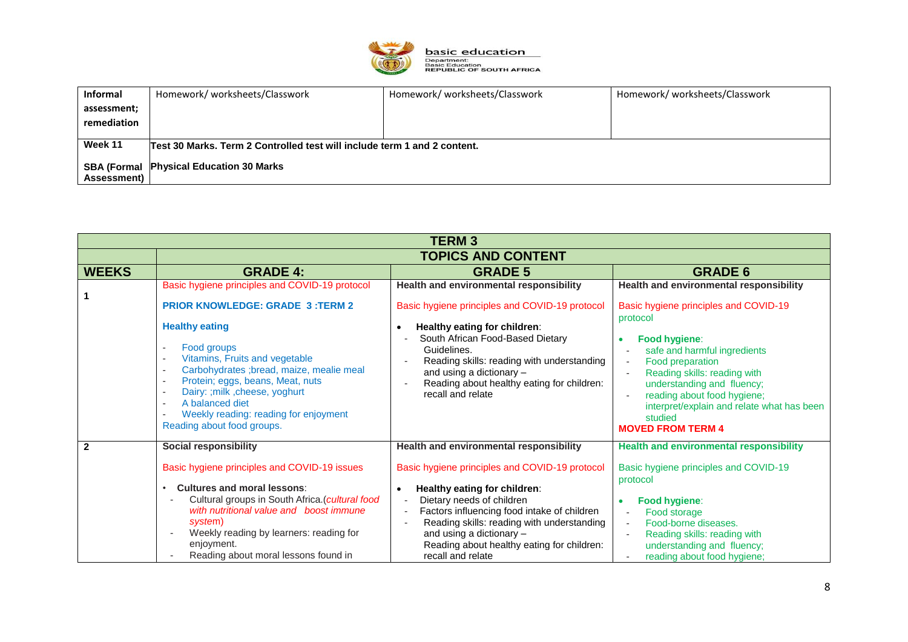| Informal assessment; remediation | Homework/ worksheets/Classwork | Homework/ worksheets/Classwork | Homework/ worksheets/Classwork |
|---|---|---|---|
| Week 11<br><br>**SBA (Formal Assessment)** | **Test 30 Marks. Term 2 Controlled test will include term 1 and 2 content.**<br><br>**Physical Education 30 Marks** | | |

| **TERM 3** | | | |
|---|---|---|---|
| | **TOPICS AND CONTENT** | | |
| **WEEKS** | **GRADE 4:** | **GRADE 5** | **GRADE 6** |
| **1** | Basic hygiene principles and COVID-19 protocol<br><br>**PRIOR KNOWLEDGE: GRADE 3 :TERM 2**<br><br>**Healthy eating**<br>- Food groups<br>- Vitamins, Fruits and vegetable<br>- Carbohydrates ;bread, maize, mealie meal<br>- Protein; eggs, beans, Meat, nuts<br>- Dairy: ;milk ,cheese, yoghurt<br>- A balanced diet<br>- Weekly reading: reading for enjoyment<br>Reading about food groups. | **Health and environmental responsibility**<br><br>Basic hygiene principles and COVID-19 protocol<br><br>- **Healthy eating for children**:<br>  - South African Food-Based Dietary Guidelines.<br>  - Reading skills: reading with understanding and using a dictionary –<br>  - Reading about healthy eating for children: recall and relate | **Health and environmental responsibility**<br><br>Basic hygiene principles and COVID-19 protocol<br><br>- **Food hygiene**:<br>  - safe and harmful ingredients<br>  - Food preparation<br>  - Reading skills: reading with understanding and fluency;<br>  - reading about food hygiene; interpret/explain and relate what has been studied<br>**MOVED FROM TERM 4** |
| **2** | **Social responsibility**<br><br>Basic hygiene principles and COVID-19 issues<br><br>- **Cultures and moral lessons**:<br>  - Cultural groups in South Africa.(*cultural food with nutritional value and boost immune system*)<br>  - Weekly reading by learners: reading for enjoyment.<br>  - Reading about moral lessons found in | **Health and environmental responsibility**<br><br>Basic hygiene principles and COVID-19 protocol<br><br>- **Healthy eating for children**:<br>  - Dietary needs of children<br>  - Factors influencing food intake of children<br>  - Reading skills: reading with understanding and using a dictionary –<br>  - Reading about healthy eating for children: recall and relate | **Health and environmental responsibility**<br><br>Basic hygiene principles and COVID-19 protocol<br><br>- **Food hygiene**:<br>  - Food storage<br>  - Food-borne diseases.<br>  - Reading skills: reading with understanding and fluency;<br>  - reading about food hygiene; |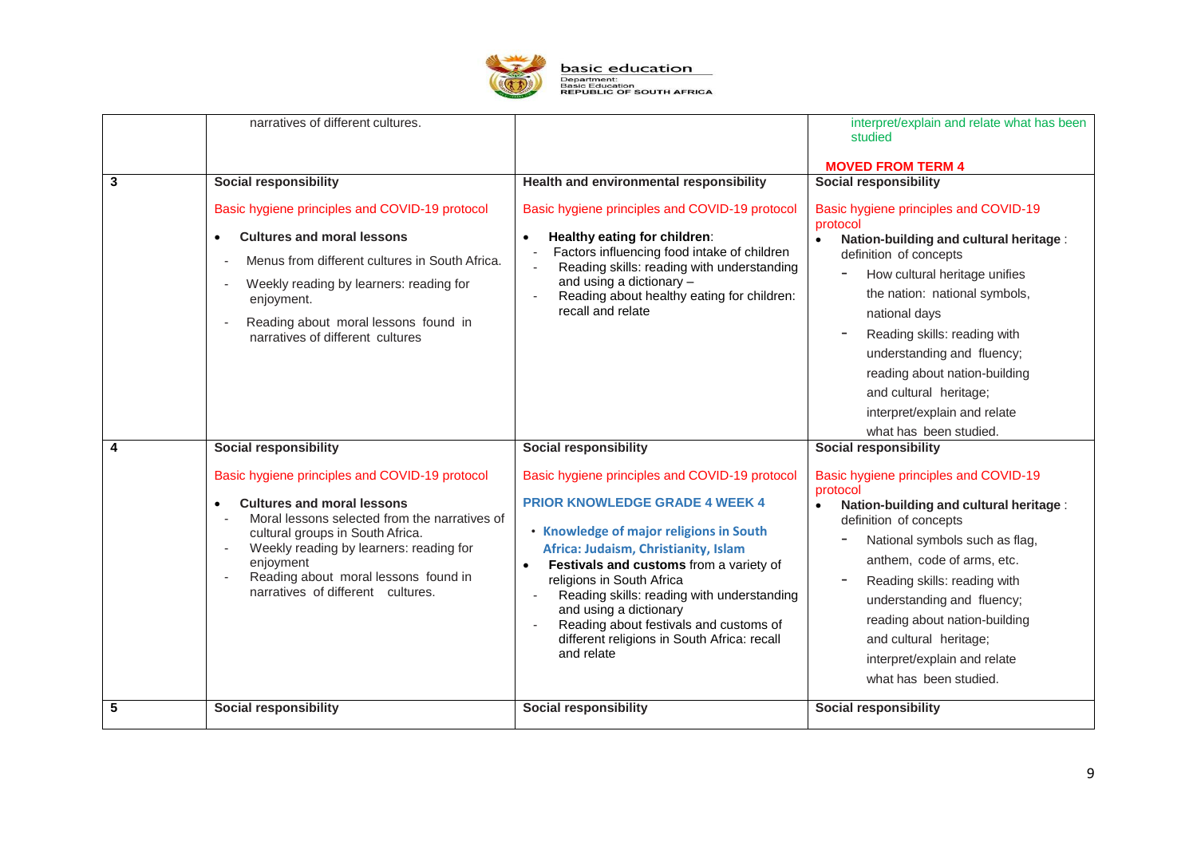| | | | |
|---|---|---|---|
| | narratives of different cultures. | | interpret/explain and relate what has been studied<br><br>**MOVED FROM TERM 4** |
| **3** | **Social responsibility**<br><br>Basic hygiene principles and COVID-19 protocol<br><br>• **Cultures and moral lessons**<br>- Menus from different cultures in South Africa.<br>- Weekly reading by learners: reading for enjoyment.<br>- Reading about moral lessons found in narratives of different cultures | **Health and environmental responsibility**<br><br>Basic hygiene principles and COVID-19 protocol<br><br>• **Healthy eating for children**:<br>- Factors influencing food intake of children<br>- Reading skills: reading with understanding and using a dictionary –<br>- Reading about healthy eating for children: recall and relate | **Social responsibility**<br><br>Basic hygiene principles and COVID-19 protocol<br><br>• **Nation-building and cultural heritage** : definition of concepts<br>- How cultural heritage unifies the nation: national symbols, national days<br>- Reading skills: reading with understanding and fluency; reading about nation-building and cultural heritage; interpret/explain and relate what has been studied. |
| **4** | **Social responsibility**<br><br>Basic hygiene principles and COVID-19 protocol<br><br>• **Cultures and moral lessons**<br>- Moral lessons selected from the narratives of cultural groups in South Africa.<br>- Weekly reading by learners: reading for enjoyment<br>- Reading about moral lessons found in narratives of different cultures. | **Social responsibility**<br><br>Basic hygiene principles and COVID-19 protocol<br><br>**PRIOR KNOWLEDGE GRADE 4 WEEK 4**<br><br>• **Knowledge of major religions in South Africa: Judaism, Christianity, Islam**<br>• **Festivals and customs** from a variety of religions in South Africa<br>- Reading skills: reading with understanding and using a dictionary<br>- Reading about festivals and customs of different religions in South Africa: recall and relate | **Social responsibility**<br><br>Basic hygiene principles and COVID-19 protocol<br><br>• **Nation-building and cultural heritage** : definition of concepts<br>- National symbols such as flag, anthem, code of arms, etc.<br>- Reading skills: reading with understanding and fluency; reading about nation-building and cultural heritage; interpret/explain and relate what has been studied. |
| **5** | **Social responsibility** | **Social responsibility** | **Social responsibility** |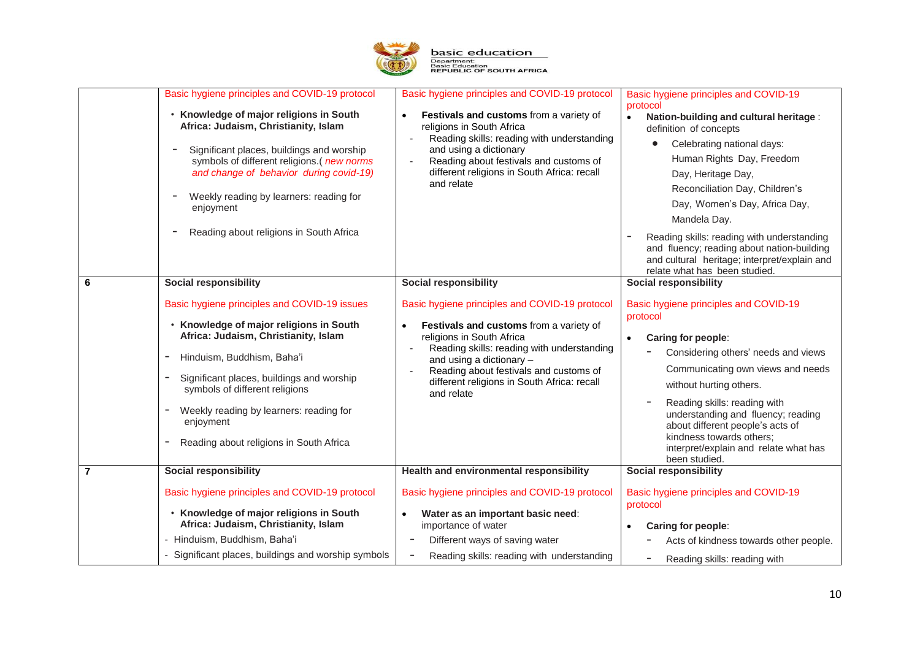| | | | |
|---|---|---|---|
| | Basic hygiene principles and COVID-19 protocol<br><br>• **Knowledge of major religions in South Africa: Judaism, Christianity, Islam**<br><br>- Significant places, buildings and worship symbols of different religions.( *new norms and change of behavior during covid-19)*<br><br>- Weekly reading by learners: reading for enjoyment<br><br>- Reading about religions in South Africa | Basic hygiene principles and COVID-19 protocol<br><br>• **Festivals and customs** from a variety of religions in South Africa<br>- Reading skills: reading with understanding and using a dictionary<br>- Reading about festivals and customs of different religions in South Africa: recall and relate | Basic hygiene principles and COVID-19 protocol<br><br>• **Nation-building and cultural heritage** : definition of concepts<br>• Celebrating national days: Human Rights Day, Freedom Day, Heritage Day, Reconciliation Day, Children's Day, Women's Day, Africa Day, Mandela Day.<br>- Reading skills: reading with understanding and fluency; reading about nation-building and cultural heritage; interpret/explain and relate what has been studied. |
| **6** | **Social responsibility**<br><br>Basic hygiene principles and COVID-19 issues<br><br>• **Knowledge of major religions in South Africa: Judaism, Christianity, Islam**<br><br>- Hinduism, Buddhism, Baha'i<br><br>- Significant places, buildings and worship symbols of different religions<br><br>- Weekly reading by learners: reading for enjoyment<br><br>- Reading about religions in South Africa | **Social responsibility**<br><br>Basic hygiene principles and COVID-19 protocol<br><br>• **Festivals and customs** from a variety of religions in South Africa<br>- Reading skills: reading with understanding and using a dictionary –<br>- Reading about festivals and customs of different religions in South Africa: recall and relate | **Social responsibility**<br><br>Basic hygiene principles and COVID-19 protocol<br><br>• **Caring for people**:<br>- Considering others' needs and views<br>Communicating own views and needs without hurting others.<br>- Reading skills: reading with understanding and fluency; reading about different people's acts of kindness towards others; interpret/explain and relate what has been studied. |
| **7** | **Social responsibility**<br><br>Basic hygiene principles and COVID-19 protocol<br><br>• **Knowledge of major religions in South Africa: Judaism, Christianity, Islam**<br>- Hinduism, Buddhism, Baha'i<br>- Significant places, buildings and worship symbols | **Health and environmental responsibility**<br><br>Basic hygiene principles and COVID-19 protocol<br><br>• **Water as an important basic need**: importance of water<br>- Different ways of saving water<br>- Reading skills: reading with understanding | **Social responsibility**<br><br>Basic hygiene principles and COVID-19 protocol<br><br>• **Caring for people**:<br>- Acts of kindness towards other people.<br>- Reading skills: reading with |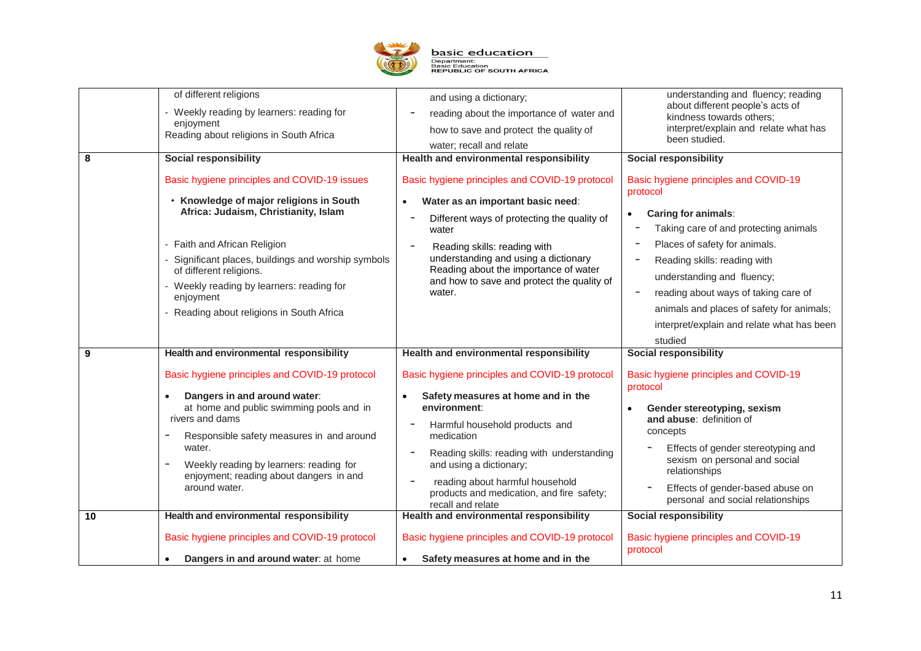| | | | |
|---|---|---|---|
| | of different religions<br>- Weekly reading by learners: reading for enjoyment<br>Reading about religions in South Africa | and using a dictionary;<br>- reading about the importance of water and how to save and protect the quality of water; recall and relate | understanding and fluency; reading about different people's acts of kindness towards others; interpret/explain and relate what has been studied. |
| **8** | **Social responsibility**<br><br>Basic hygiene principles and COVID-19 issues<br><br>• **Knowledge of major religions in South Africa: Judaism, Christianity, Islam**<br><br>- Faith and African Religion<br>- Significant places, buildings and worship symbols of different religions.<br>- Weekly reading by learners: reading for enjoyment<br>- Reading about religions in South Africa | **Health and environmental responsibility**<br><br>Basic hygiene principles and COVID-19 protocol<br><br>• **Water as an important basic need**:<br>- Different ways of protecting the quality of water<br>- Reading skills: reading with understanding and using a dictionary Reading about the importance of water and how to save and protect the quality of water. | **Social responsibility**<br><br>Basic hygiene principles and COVID-19 protocol<br><br>• **Caring for animals**:<br>- Taking care of and protecting animals<br>- Places of safety for animals.<br>- Reading skills: reading with understanding and fluency;<br>- reading about ways of taking care of animals and places of safety for animals; interpret/explain and relate what has been studied |
| **9** | **Health and environmental responsibility**<br><br>Basic hygiene principles and COVID-19 protocol<br><br>• **Dangers in and around water**: at home and public swimming pools and in rivers and dams<br>- Responsible safety measures in and around water.<br>- Weekly reading by learners: reading for enjoyment; reading about dangers in and around water. | **Health and environmental responsibility**<br><br>Basic hygiene principles and COVID-19 protocol<br><br>• **Safety measures at home and in the environment**:<br>- Harmful household products and medication<br>- Reading skills: reading with understanding and using a dictionary;<br>- reading about harmful household products and medication, and fire safety; recall and relate | **Social responsibility**<br><br>Basic hygiene principles and COVID-19 protocol<br><br>• **Gender stereotyping, sexism and abuse**: definition of concepts<br>- Effects of gender stereotyping and sexism on personal and social relationships<br>- Effects of gender-based abuse on personal and social relationships |
| **10** | **Health and environmental responsibility**<br><br>Basic hygiene principles and COVID-19 protocol<br><br>• **Dangers in and around water**: at home | **Health and environmental responsibility**<br><br>Basic hygiene principles and COVID-19 protocol<br><br>• **Safety measures at home and in the** | **Social responsibility**<br><br>Basic hygiene principles and COVID-19 protocol |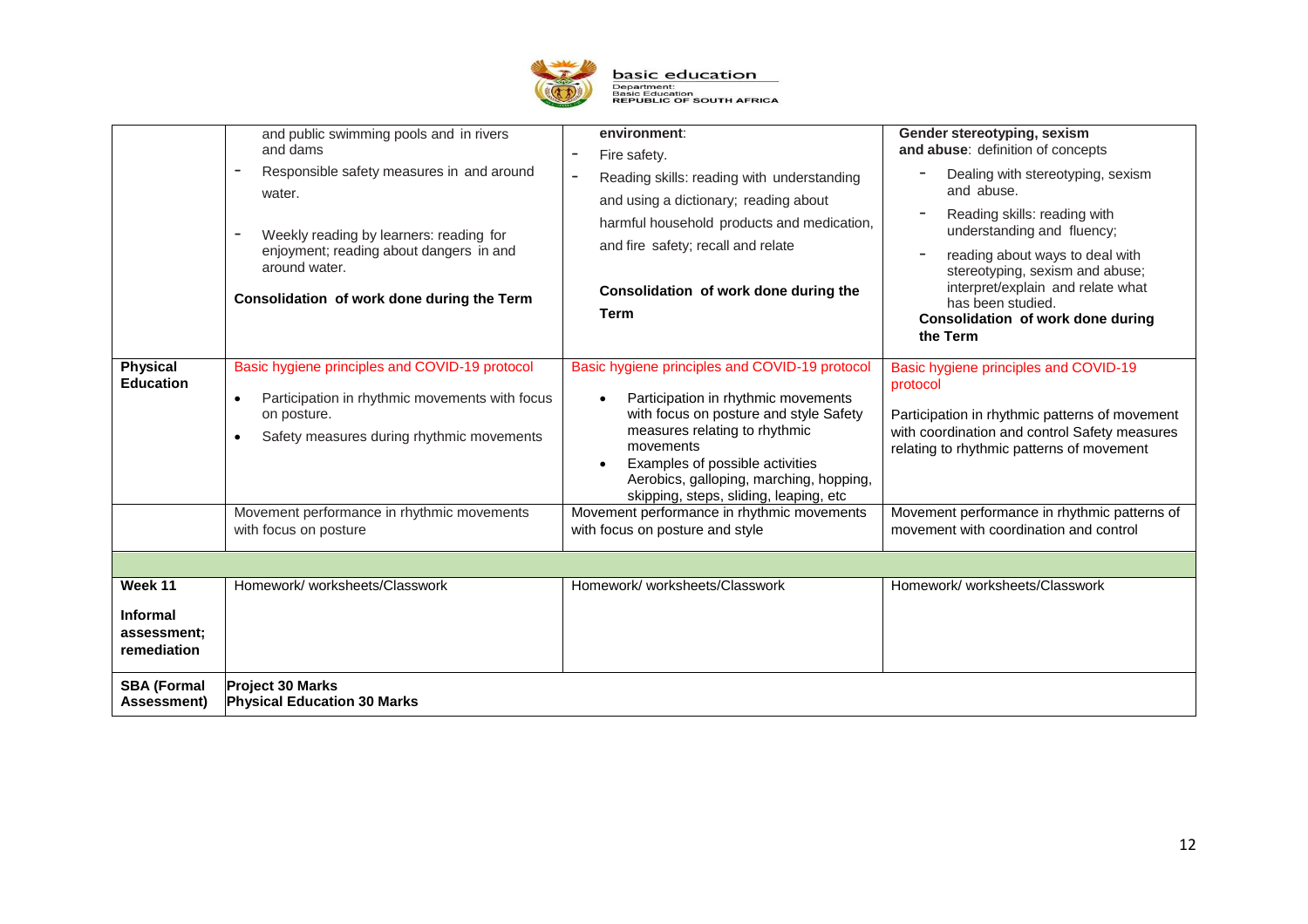| | | | |
|---|---|---|---|
| | and public swimming pools and in rivers and dams<br>- Responsible safety measures in and around water.<br>- Weekly reading by learners: reading for enjoyment; reading about dangers in and around water.<br>**Consolidation of work done during the Term** | **environment**:<br>- Fire safety.<br>- Reading skills: reading with understanding and using a dictionary; reading about harmful household products and medication, and fire safety; recall and relate<br>**Consolidation of work done during the Term** | **Gender stereotyping, sexism and abuse**: definition of concepts<br>- Dealing with stereotyping, sexism and abuse.<br>- Reading skills: reading with understanding and fluency;<br>- reading about ways to deal with stereotyping, sexism and abuse; interpret/explain and relate what has been studied.<br>**Consolidation of work done during the Term** |
| **Physical Education** | Basic hygiene principles and COVID-19 protocol<br>• Participation in rhythmic movements with focus on posture.<br>• Safety measures during rhythmic movements | Basic hygiene principles and COVID-19 protocol<br>• Participation in rhythmic movements with focus on posture and style Safety measures relating to rhythmic movements<br>• Examples of possible activities Aerobics, galloping, marching, hopping, skipping, steps, sliding, leaping, etc | Basic hygiene principles and COVID-19 protocol<br>Participation in rhythmic patterns of movement with coordination and control Safety measures relating to rhythmic patterns of movement |
| | Movement performance in rhythmic movements with focus on posture | Movement performance in rhythmic movements with focus on posture and style | Movement performance in rhythmic patterns of movement with coordination and control |
| | | | |
| **Week 11**<br>**Informal assessment; remediation** | Homework/ worksheets/Classwork | Homework/ worksheets/Classwork | Homework/ worksheets/Classwork |
| **SBA (Formal Assessment)** | **Project 30 Marks**<br>**Physical Education 30 Marks** | | |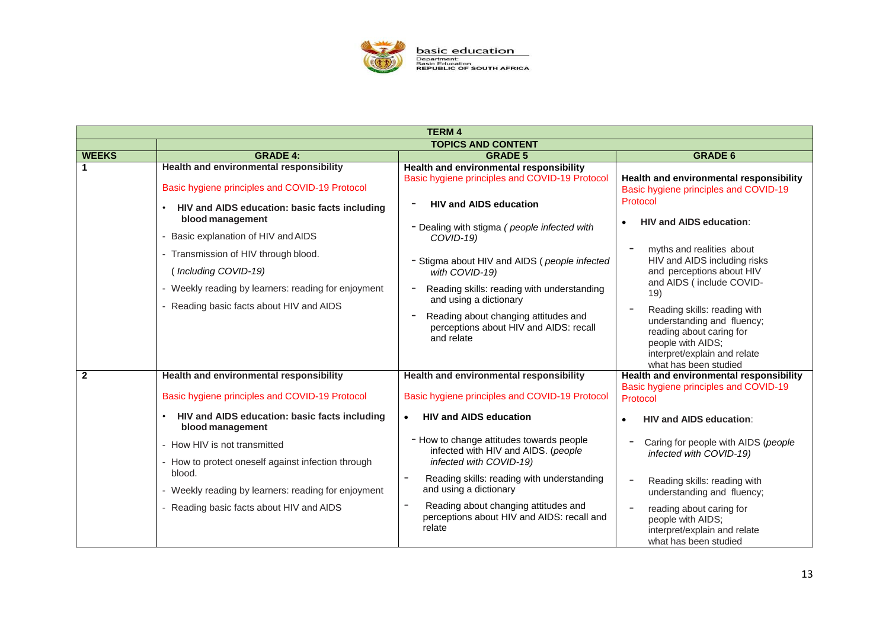| TERM 4 | | | |
|---|---|---|---|
| | **TOPICS AND CONTENT** | | |
| **WEEKS** | **GRADE 4:** | **GRADE 5** | **GRADE 6** |
| **1** | **Health and environmental responsibility**<br><br>Basic hygiene principles and COVID-19 Protocol<br><br>• **HIV and AIDS education: basic facts including blood management**<br><br>- Basic explanation of HIV and AIDS<br><br>- Transmission of HIV through blood.<br>( *Including COVID-19)*<br><br>- Weekly reading by learners: reading for enjoyment<br><br>- Reading basic facts about HIV and AIDS | **Health and environmental responsibility**<br>Basic hygiene principles and COVID-19 Protocol<br><br>- **HIV and AIDS education**<br><br>- Dealing with stigma *( people infected with COVID-19)*<br><br>- Stigma about HIV and AIDS ( *people infected with COVID-19)*<br><br>- Reading skills: reading with understanding and using a dictionary<br><br>- Reading about changing attitudes and perceptions about HIV and AIDS: recall and relate | **Health and environmental responsibility**<br>Basic hygiene principles and COVID-19 Protocol<br><br>• **HIV and AIDS education**:<br><br>- myths and realities about HIV and AIDS including risks and perceptions about HIV and AIDS ( include COVID-19)<br><br>- Reading skills: reading with understanding and fluency; reading about caring for people with AIDS; interpret/explain and relate what has been studied |
| **2** | **Health and environmental responsibility**<br><br>Basic hygiene principles and COVID-19 Protocol<br><br>• **HIV and AIDS education: basic facts including blood management**<br><br>- How HIV is not transmitted<br><br>- How to protect oneself against infection through blood.<br><br>- Weekly reading by learners: reading for enjoyment<br><br>- Reading basic facts about HIV and AIDS | **Health and environmental responsibility**<br><br>Basic hygiene principles and COVID-19 Protocol<br><br>• **HIV and AIDS education**<br><br>- How to change attitudes towards people infected with HIV and AIDS. *(people infected with COVID-19)*<br><br>- Reading skills: reading with understanding and using a dictionary<br><br>- Reading about changing attitudes and perceptions about HIV and AIDS: recall and relate | **Health and environmental responsibility**<br>Basic hygiene principles and COVID-19 Protocol<br><br>• **HIV and AIDS education**:<br><br>- Caring for people with AIDS *(people infected with COVID-19)*<br><br>- Reading skills: reading with understanding and fluency;<br><br>- reading about caring for people with AIDS; interpret/explain and relate what has been studied |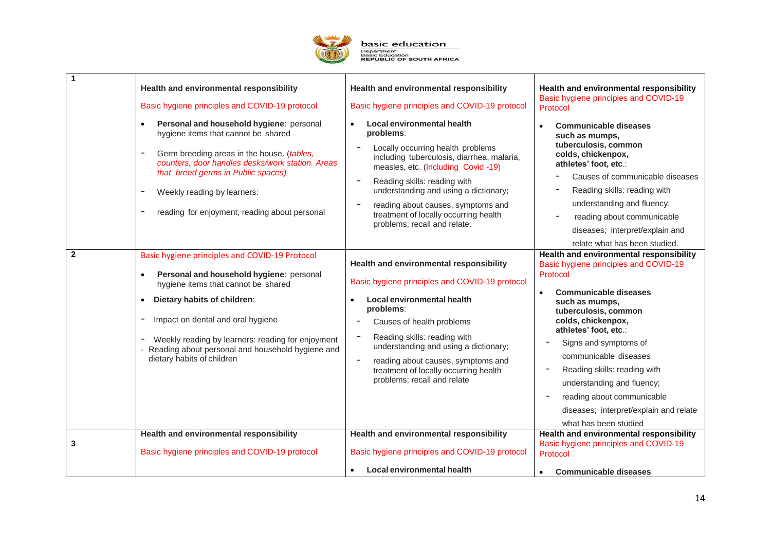| | | | |
|---|---|---|---|
| **1** | **Health and environmental responsibility**<br><br>Basic hygiene principles and COVID-19 protocol<br><br>• **Personal and household hygiene**: personal hygiene items that cannot be shared<br><br>- Germ breeding areas in the house. (*tables, counters, door handles desks/work station. Areas that breed germs in Public spaces)*<br><br>- Weekly reading by learners:<br><br>- reading for enjoyment; reading about personal | **Health and environmental responsibility**<br><br>Basic hygiene principles and COVID-19 protocol<br><br>• **Local environmental health problems**:<br><br>- Locally occurring health problems including tuberculosis, diarrhea, malaria, measles, etc. (Including Covid -19)<br><br>- Reading skills: reading with understanding and using a dictionary;<br><br>- reading about causes, symptoms and treatment of locally occurring health problems; recall and relate. | **Health and environmental responsibility**<br>Basic hygiene principles and COVID-19 Protocol<br><br>• **Communicable diseases such as mumps, tuberculosis, common colds, chickenpox, athletes' foot, etc.**:<br><br>- Causes of communicable diseases<br><br>- Reading skills: reading with understanding and fluency;<br><br>- reading about communicable diseases; interpret/explain and relate what has been studied. |
| **2** | Basic hygiene principles and COVID-19 Protocol<br><br>• **Personal and household hygiene**: personal hygiene items that cannot be shared<br><br>• **Dietary habits of children**:<br><br>- Impact on dental and oral hygiene<br><br>- Weekly reading by learners: reading for enjoyment<br>- Reading about personal and household hygiene and dietary habits of children | **Health and environmental responsibility**<br><br>Basic hygiene principles and COVID-19 protocol<br><br>• **Local environmental health problems**:<br><br>- Causes of health problems<br><br>- Reading skills: reading with understanding and using a dictionary;<br><br>- reading about causes, symptoms and treatment of locally occurring health problems; recall and relate | **Health and environmental responsibility**<br>Basic hygiene principles and COVID-19 Protocol<br><br>• **Communicable diseases such as mumps, tuberculosis, common colds, chickenpox, athletes' foot, etc.**:<br><br>- Signs and symptoms of communicable diseases<br><br>- Reading skills: reading with understanding and fluency;<br><br>- reading about communicable diseases; interpret/explain and relate what has been studied |
| **3** | **Health and environmental responsibility**<br><br>Basic hygiene principles and COVID-19 protocol | **Health and environmental responsibility**<br><br>Basic hygiene principles and COVID-19 protocol<br><br>• **Local environmental health** | **Health and environmental responsibility**<br>Basic hygiene principles and COVID-19 Protocol<br><br>• **Communicable diseases** |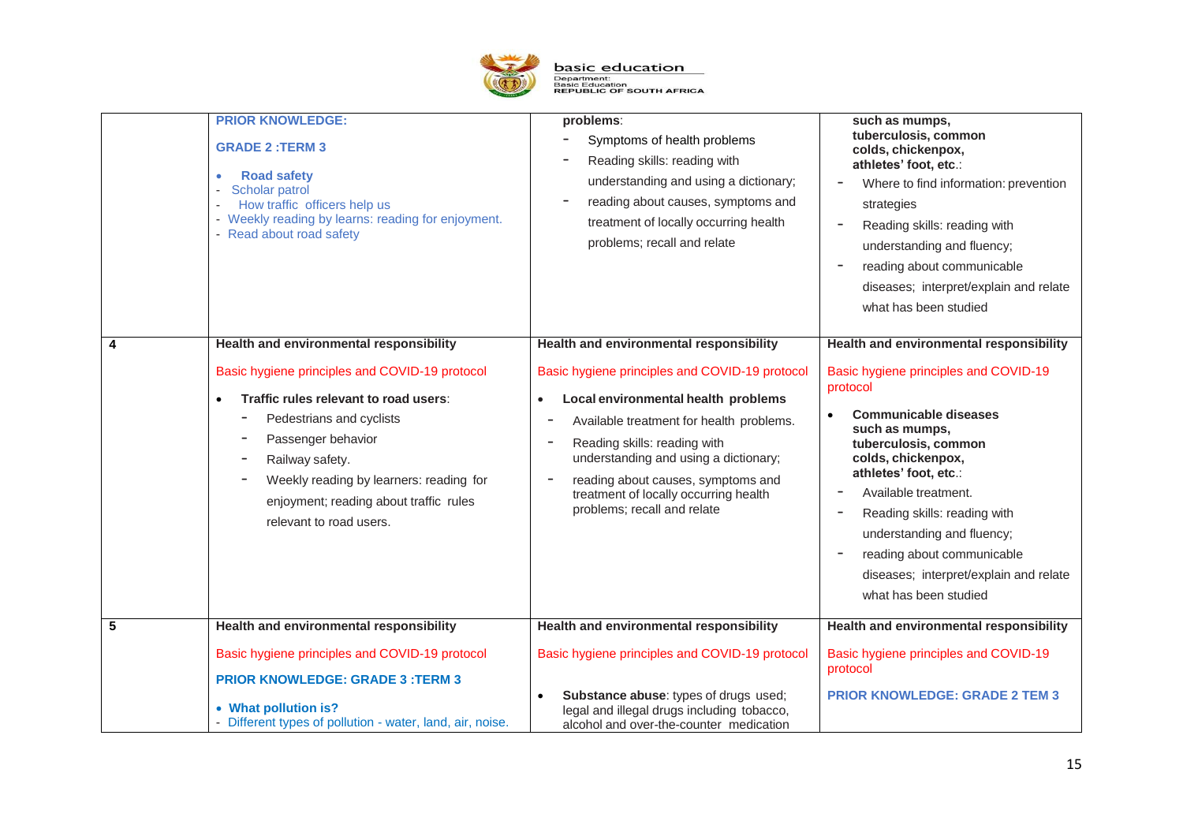| | | | |
|---|---|---|---|
| | **PRIOR KNOWLEDGE:**<br><br>**GRADE 2 :TERM 3**<br><br>• **Road safety**<br>- Scholar patrol<br>- How traffic officers help us<br>- Weekly reading by learns: reading for enjoyment.<br>- Read about road safety | **problems**:<br>- Symptoms of health problems<br>- Reading skills: reading with understanding and using a dictionary;<br>- reading about causes, symptoms and treatment of locally occurring health problems; recall and relate | **such as mumps, tuberculosis, common colds, chickenpox, athletes' foot, etc.**:<br>- Where to find information: prevention strategies<br>- Reading skills: reading with understanding and fluency;<br>- reading about communicable diseases; interpret/explain and relate what has been studied |
| **4** | **Health and environmental responsibility**<br><br>Basic hygiene principles and COVID-19 protocol<br><br>• **Traffic rules relevant to road users**:<br>- Pedestrians and cyclists<br>- Passenger behavior<br>- Railway safety.<br>- Weekly reading by learners: reading for enjoyment; reading about traffic rules relevant to road users. | **Health and environmental responsibility**<br><br>Basic hygiene principles and COVID-19 protocol<br><br>• **Local environmental health problems**<br>- Available treatment for health problems.<br>- Reading skills: reading with understanding and using a dictionary;<br>- reading about causes, symptoms and treatment of locally occurring health problems; recall and relate | **Health and environmental responsibility**<br><br>Basic hygiene principles and COVID-19 protocol<br><br>• **Communicable diseases such as mumps, tuberculosis, common colds, chickenpox, athletes' foot, etc.**:<br>- Available treatment.<br>- Reading skills: reading with understanding and fluency;<br>- reading about communicable diseases; interpret/explain and relate what has been studied |
| **5** | **Health and environmental responsibility**<br><br>Basic hygiene principles and COVID-19 protocol<br><br>**PRIOR KNOWLEDGE: GRADE 3 :TERM 3**<br><br>• **What pollution is?**<br>- Different types of pollution - water, land, air, noise. | **Health and environmental responsibility**<br><br>Basic hygiene principles and COVID-19 protocol<br><br>• **Substance abuse**: types of drugs used; legal and illegal drugs including tobacco, alcohol and over-the-counter medication | **Health and environmental responsibility**<br><br>Basic hygiene principles and COVID-19 protocol<br><br>**PRIOR KNOWLEDGE: GRADE 2 TEM 3** |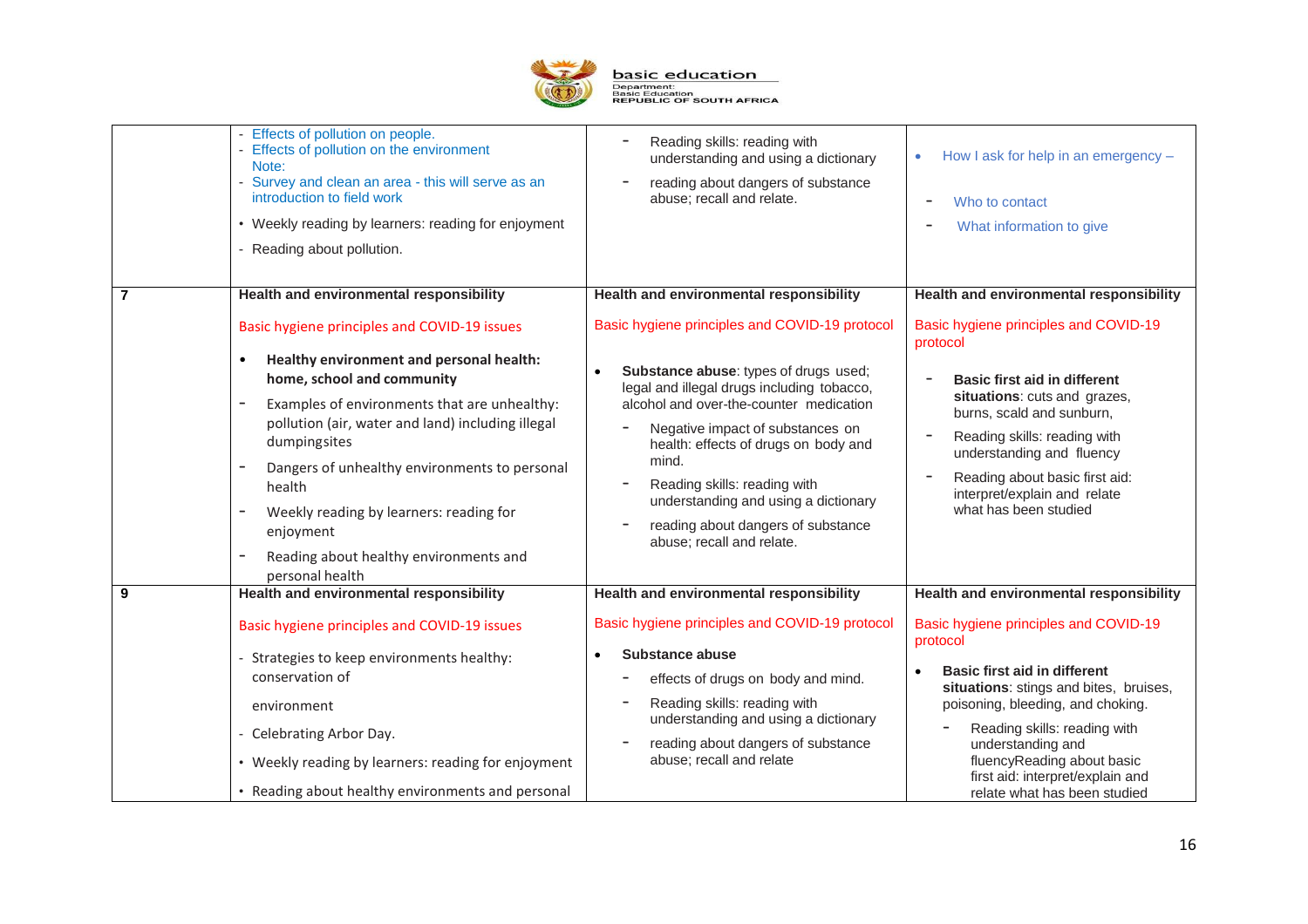| | | | |
|---|---|---|---|
| | - Effects of pollution on people.<br>- Effects of pollution on the environment<br>Note:<br>- Survey and clean an area - this will serve as an introduction to field work<br>• Weekly reading by learners: reading for enjoyment<br>- Reading about pollution. | - Reading skills: reading with understanding and using a dictionary<br>- reading about dangers of substance abuse; recall and relate. | • How I ask for help in an emergency –<br>- Who to contact<br>- What information to give |
| 7 | **Health and environmental responsibility**<br>Basic hygiene principles and COVID-19 issues<br>• **Healthy environment and personal health: home, school and community**<br>- Examples of environments that are unhealthy: pollution (air, water and land) including illegal dumpingsites<br>- Dangers of unhealthy environments to personal health<br>- Weekly reading by learners: reading for enjoyment<br>- Reading about healthy environments and personal health | **Health and environmental responsibility**<br>Basic hygiene principles and COVID-19 protocol<br>• **Substance abuse**: types of drugs used; legal and illegal drugs including tobacco, alcohol and over-the-counter medication<br>- Negative impact of substances on health: effects of drugs on body and mind.<br>- Reading skills: reading with understanding and using a dictionary<br>- reading about dangers of substance abuse; recall and relate. | **Health and environmental responsibility**<br>Basic hygiene principles and COVID-19 protocol<br>- **Basic first aid in different situations**: cuts and grazes, burns, scald and sunburn,<br>- Reading skills: reading with understanding and fluency<br>- Reading about basic first aid: interpret/explain and relate what has been studied |
| 9 | **Health and environmental responsibility**<br>Basic hygiene principles and COVID-19 issues<br>- Strategies to keep environments healthy: conservation of<br>environment<br>- Celebrating Arbor Day.<br>• Weekly reading by learners: reading for enjoyment<br>• Reading about healthy environments and personal | **Health and environmental responsibility**<br>Basic hygiene principles and COVID-19 protocol<br>• **Substance abuse**<br>- effects of drugs on body and mind.<br>- Reading skills: reading with understanding and using a dictionary<br>- reading about dangers of substance abuse; recall and relate | **Health and environmental responsibility**<br>Basic hygiene principles and COVID-19 protocol<br>• **Basic first aid in different situations**: stings and bites, bruises, poisoning, bleeding, and choking.<br>- Reading skills: reading with understanding and fluencyReading about basic first aid: interpret/explain and relate what has been studied |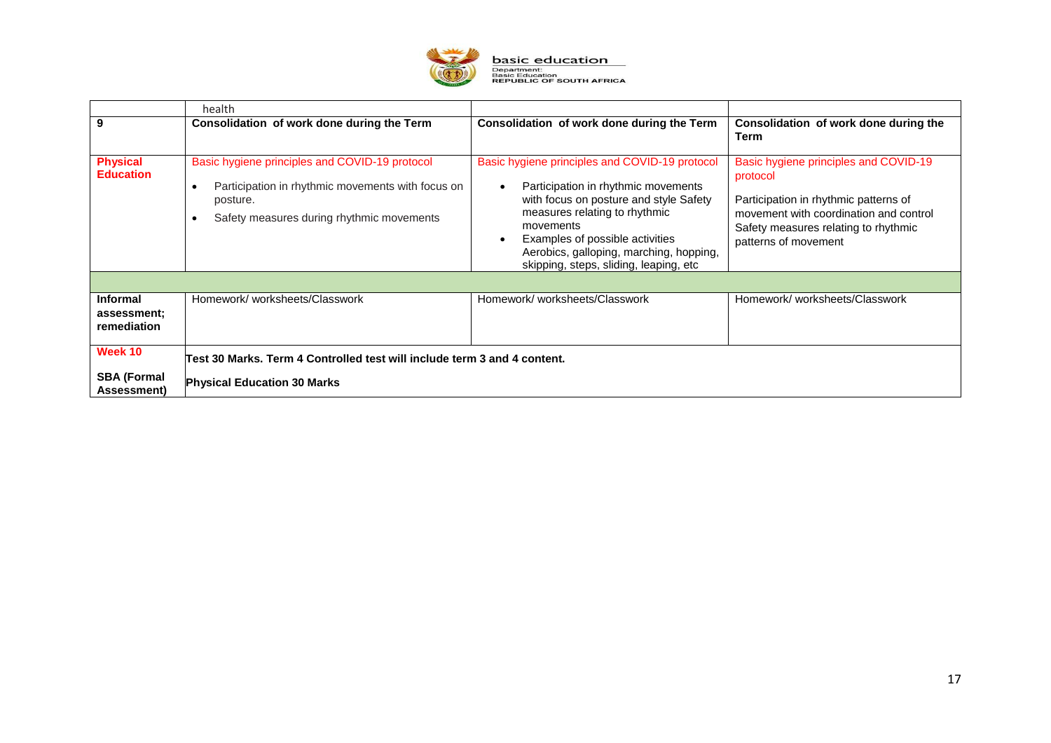| | | | |
|---|---|---|---|
| | health | | |
| **9** | **Consolidation of work done during the Term** | **Consolidation of work done during the Term** | **Consolidation of work done during the Term** |
| **Physical Education** | Basic hygiene principles and COVID-19 protocol<br>• Participation in rhythmic movements with focus on posture.<br>• Safety measures during rhythmic movements | Basic hygiene principles and COVID-19 protocol<br>• Participation in rhythmic movements with focus on posture and style Safety measures relating to rhythmic movements<br>• Examples of possible activities Aerobics, galloping, marching, hopping, skipping, steps, sliding, leaping, etc | Basic hygiene principles and COVID-19 protocol<br>Participation in rhythmic patterns of movement with coordination and control Safety measures relating to rhythmic patterns of movement |
| | | | |
| **Informal assessment; remediation** | Homework/ worksheets/Classwork | Homework/ worksheets/Classwork | Homework/ worksheets/Classwork |
| **Week 10**<br>**SBA (Formal Assessment)** | **Test 30 Marks. Term 4 Controlled test will include term 3 and 4 content.**<br>**Physical Education 30 Marks** | | |